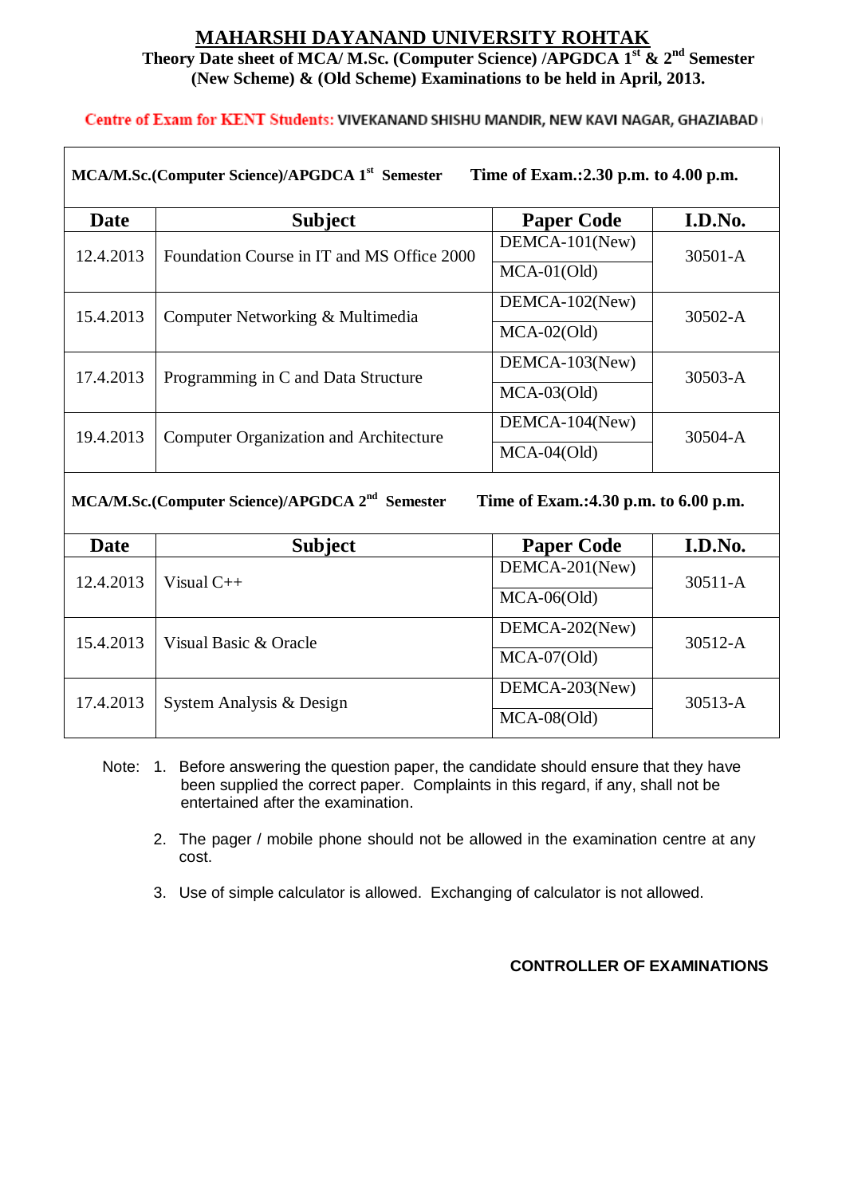# MAHARSHI DAYANAND UNIVERSITY ROHTAK

**Theory Date sheet of MCA/ M.Sc. (Computer Science) /APGDCA 1st & 2nd Semester (New Scheme) & (Old Scheme) Examinations to be held in April, 2013.**

**Centre of Exam for KENT Students:** VIVEKANAND SHISHU MANDIR, NEW KAVI NAGAR, GHAZIABAD

**MCA/M.Sc.(Computer Science)/APGDCA 1st Semester — Time of Exam.:2.30 p.m. to 4.00 p.m.**

| Date | Subject | Paper Code | I.D.No. |
|---|---|---|---|
| 12.4.2013 | Foundation Course in IT and MS Office 2000 | DEMCA-101(New) | 30501-A |
| | | MCA-01(Old) | |
| 15.4.2013 | Computer Networking & Multimedia | DEMCA-102(New) | 30502-A |
| | | MCA-02(Old) | |
| 17.4.2013 | Programming in C and Data Structure | DEMCA-103(New) | 30503-A |
| | | MCA-03(Old) | |
| 19.4.2013 | Computer Organization and Architecture | DEMCA-104(New) | 30504-A |
| | | MCA-04(Old) | |

**MCA/M.Sc.(Computer Science)/APGDCA 2nd Semester — Time of Exam.:4.30 p.m. to 6.00 p.m.**

| Date | Subject | Paper Code | I.D.No. |
|---|---|---|---|
| 12.4.2013 | Visual C++ | DEMCA-201(New) | 30511-A |
| | | MCA-06(Old) | |
| 15.4.2013 | Visual Basic & Oracle | DEMCA-202(New) | 30512-A |
| | | MCA-07(Old) | |
| 17.4.2013 | System Analysis & Design | DEMCA-203(New) | 30513-A |
| | | MCA-08(Old) | |

Note:
1. Before answering the question paper, the candidate should ensure that they have been supplied the correct paper. Complaints in this regard, if any, shall not be entertained after the examination.
2. The pager / mobile phone should not be allowed in the examination centre at any cost.
3. Use of simple calculator is allowed. Exchanging of calculator is not allowed.

**CONTROLLER OF EXAMINATIONS**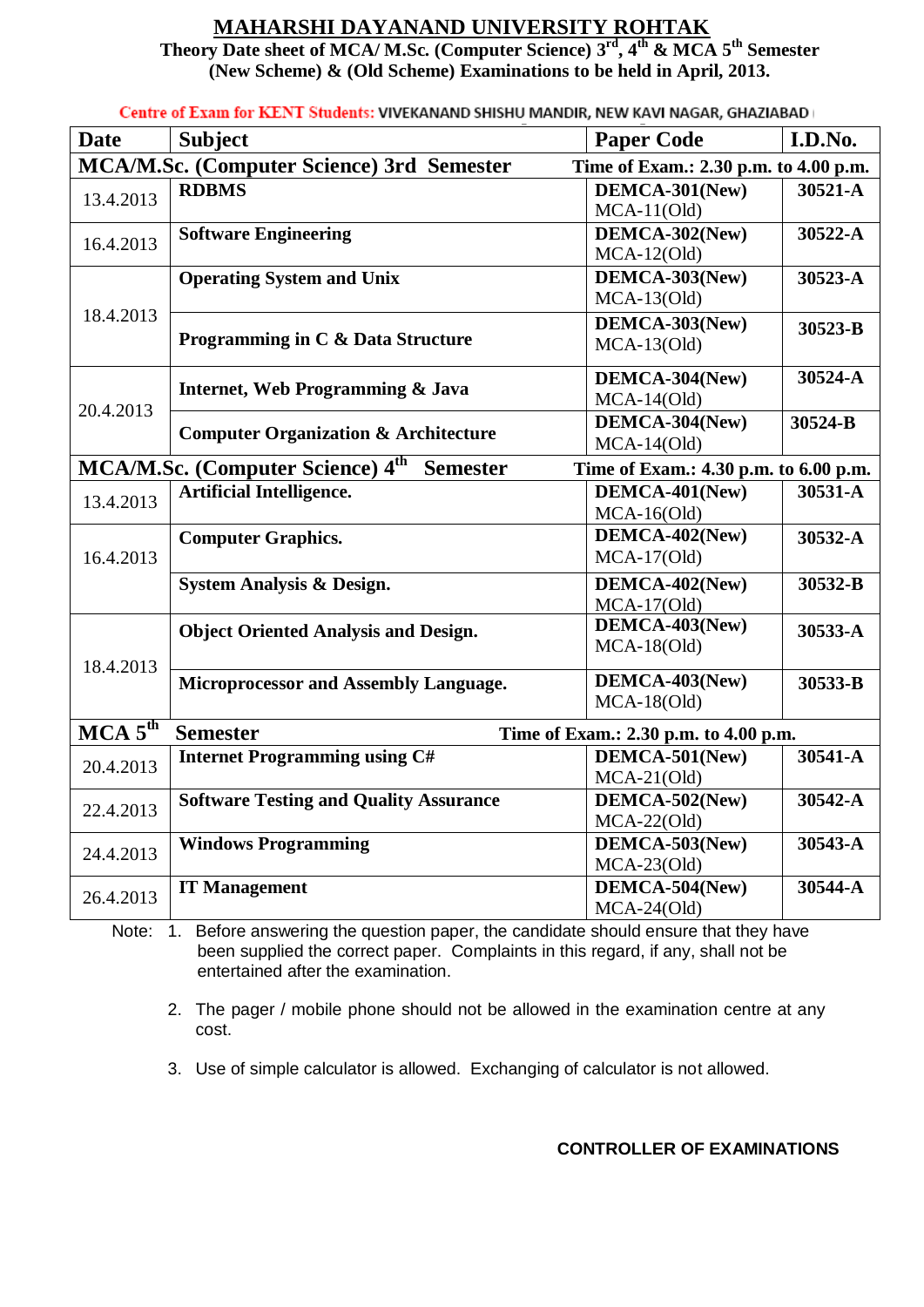# MAHARSHI DAYANAND UNIVERSITY ROHTAK

**Theory Date sheet of MCA/ M.Sc. (Computer Science) 3rd, 4th & MCA 5th Semester (New Scheme) & (Old Scheme) Examinations to be held in April, 2013.**

**Centre of Exam for KENT Students: VIVEKANAND SHISHU MANDIR, NEW KAVI NAGAR, GHAZIABAD**

| Date | Subject | Paper Code | I.D.No. |
|---|---|---|---|
| **MCA/M.Sc. (Computer Science) 3rd Semester** | | **Time of Exam.: 2.30 p.m. to 4.00 p.m.** | |
| 13.4.2013 | **RDBMS** | **DEMCA-301(New)** MCA-11(Old) | **30521-A** |
| 16.4.2013 | **Software Engineering** | **DEMCA-302(New)** MCA-12(Old) | **30522-A** |
| 18.4.2013 | **Operating System and Unix** | **DEMCA-303(New)** MCA-13(Old) | **30523-A** |
| | **Programming in C & Data Structure** | **DEMCA-303(New)** MCA-13(Old) | **30523-B** |
| 20.4.2013 | **Internet, Web Programming & Java** | **DEMCA-304(New)** MCA-14(Old) | **30524-A** |
| | **Computer Organization & Architecture** | **DEMCA-304(New)** MCA-14(Old) | **30524-B** |
| **MCA/M.Sc. (Computer Science) 4th Semester** | | **Time of Exam.: 4.30 p.m. to 6.00 p.m.** | |
| 13.4.2013 | **Artificial Intelligence.** | **DEMCA-401(New)** MCA-16(Old) | **30531-A** |
| 16.4.2013 | **Computer Graphics.** | **DEMCA-402(New)** MCA-17(Old) | **30532-A** |
| | **System Analysis & Design.** | **DEMCA-402(New)** MCA-17(Old) | **30532-B** |
| 18.4.2013 | **Object Oriented Analysis and Design.** | **DEMCA-403(New)** MCA-18(Old) | **30533-A** |
| | **Microprocessor and Assembly Language.** | **DEMCA-403(New)** MCA-18(Old) | **30533-B** |
| **MCA 5th Semester** | | **Time of Exam.: 2.30 p.m. to 4.00 p.m.** | |
| 20.4.2013 | **Internet Programming using C#** | **DEMCA-501(New)** MCA-21(Old) | **30541-A** |
| 22.4.2013 | **Software Testing and Quality Assurance** | **DEMCA-502(New)** MCA-22(Old) | **30542-A** |
| 24.4.2013 | **Windows Programming** | **DEMCA-503(New)** MCA-23(Old) | **30543-A** |
| 26.4.2013 | **IT Management** | **DEMCA-504(New)** MCA-24(Old) | **30544-A** |

Note:

1. Before answering the question paper, the candidate should ensure that they have been supplied the correct paper. Complaints in this regard, if any, shall not be entertained after the examination.
2. The pager / mobile phone should not be allowed in the examination centre at any cost.
3. Use of simple calculator is allowed. Exchanging of calculator is not allowed.

**CONTROLLER OF EXAMINATIONS**